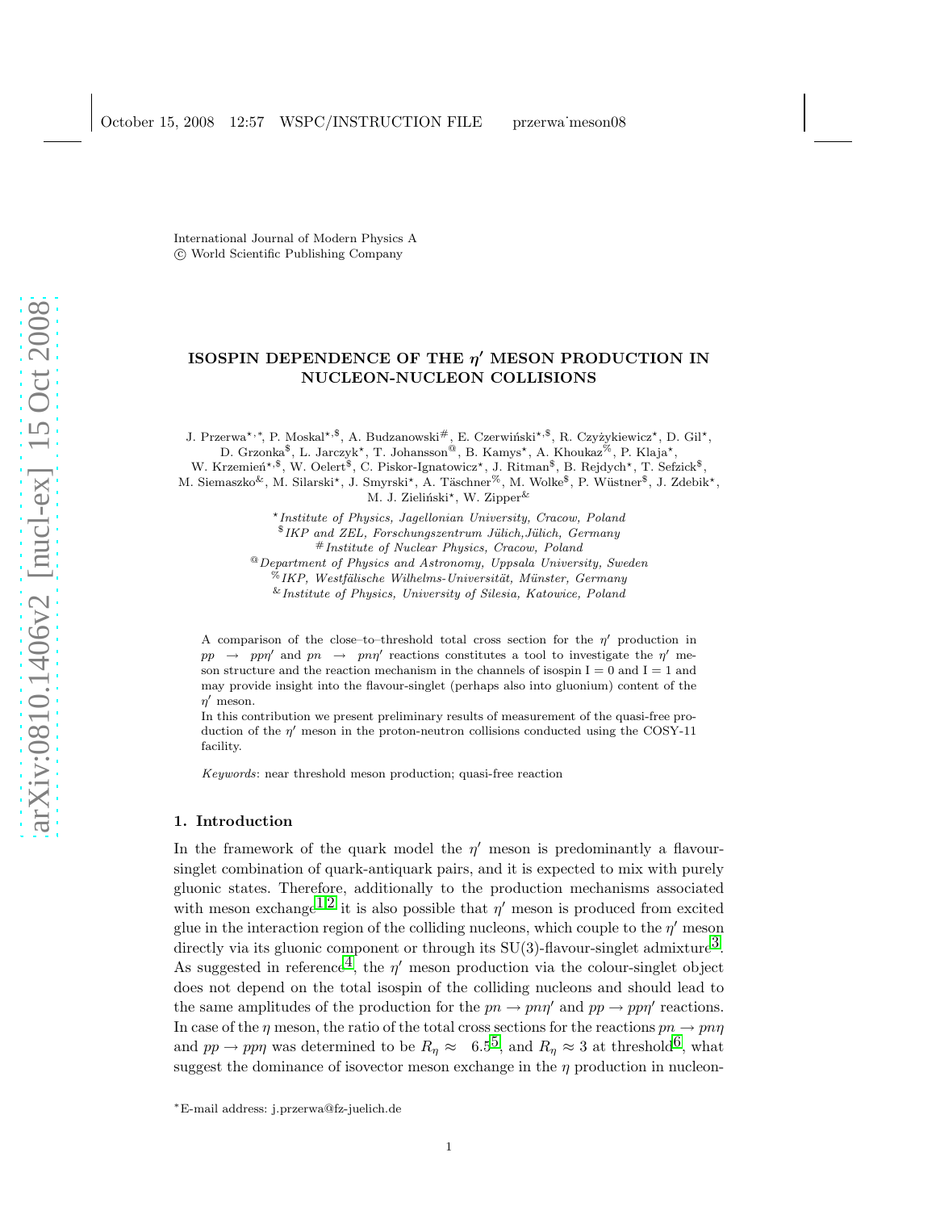International Journal of Modern Physics A
© World Scientific Publishing Company

# ISOSPIN DEPENDENCE OF THE $\eta'$ MESON PRODUCTION IN NUCLEON-NUCLEON COLLISIONS

J. Przerwa[⋆,∗], P. Moskal[⋆,$], A. Budzanowski[#], E. Czerwiński[⋆,$], R. Czyżykiewicz[⋆], D. Gil[⋆], D. Grzonka[$], L. Jarczyk[⋆], T. Johansson[@], B. Kamys[⋆], A. Khoukaz[%], P. Klaja[⋆], W. Krzemień[⋆,$], W. Oelert[$], C. Piskor-Ignatowicz[⋆], J. Ritman[$], B. Rejdych[⋆], T. Sefzick[$], M. Siemaszko[&], M. Silarski[⋆], J. Smyrski[⋆], A. Täschner[%], M. Wolke[$], P. Wüstner[$], J. Zdebik[⋆], M. J. Zieliński[⋆], W. Zipper[&]

[⋆] *Institute of Physics, Jagellonian University, Cracow, Poland*
[$] *IKP and ZEL, Forschungszentrum Jülich, Jülich, Germany*
[#] *Institute of Nuclear Physics, Cracow, Poland*
[@] *Department of Physics and Astronomy, Uppsala University, Sweden*
[%] *IKP, Westfälische Wilhelms-Universität, Münster, Germany*
[&] *Institute of Physics, University of Silesia, Katowice, Poland*

A comparison of the close–to–threshold total cross section for the $\eta'$ production in $pp \rightarrow pp\eta'$ and $pn \rightarrow pn\eta'$ reactions constitutes a tool to investigate the $\eta'$ meson structure and the reaction mechanism in the channels of isospin I = 0 and I = 1 and may provide insight into the flavour-singlet (perhaps also into gluonium) content of the $\eta'$ meson.

In this contribution we present preliminary results of measurement of the quasi-free production of the $\eta'$ meson in the proton-neutron collisions conducted using the COSY-11 facility.

*Keywords*: near threshold meson production; quasi-free reaction

## 1. Introduction

In the framework of the quark model the $\eta'$ meson is predominantly a flavour-singlet combination of quark-antiquark pairs, and it is expected to mix with purely gluonic states. Therefore, additionally to the production mechanisms associated with meson exchange[1,2] it is also possible that $\eta'$ meson is produced from excited glue in the interaction region of the colliding nucleons, which couple to the $\eta'$ meson directly via its gluonic component or through its SU(3)-flavour-singlet admixture[3]. As suggested in reference[4], the $\eta'$ meson production via the colour-singlet object does not depend on the total isospin of the colliding nucleons and should lead to the same amplitudes of the production for the $pn \rightarrow pn\eta'$ and $pp \rightarrow pp\eta'$ reactions. In case of the $\eta$ meson, the ratio of the total cross sections for the reactions $pn \rightarrow pn\eta$ and $pp \rightarrow pp\eta$ was determined to be $R_\eta \approx 6.5$[5], and $R_\eta \approx 3$ at threshold[6], what suggest the dominance of isovector meson exchange in the $\eta$ production in nucleon-

[∗] E-mail address: j.przerwa@fz-juelich.de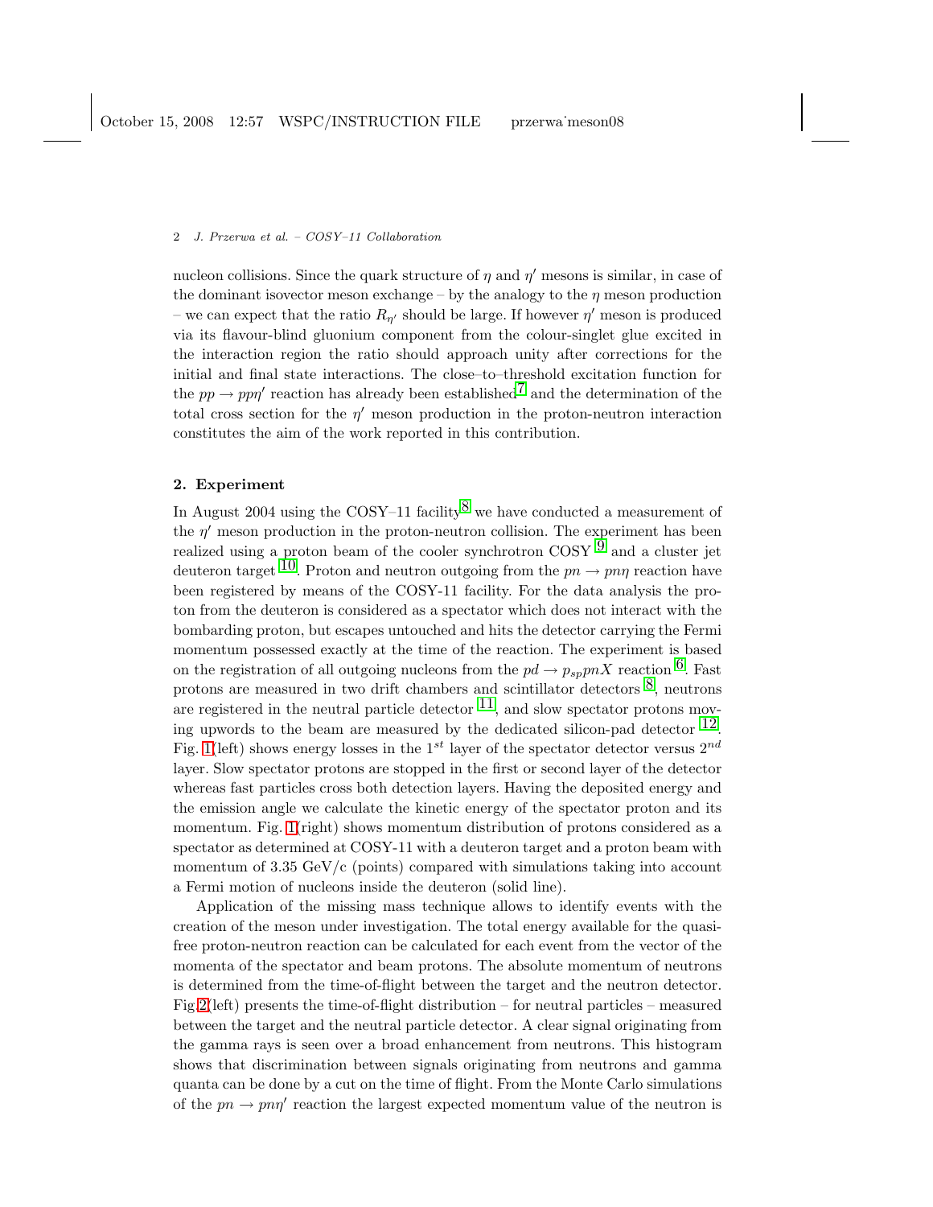nucleon collisions. Since the quark structure of $\eta$ and $\eta'$ mesons is similar, in case of the dominant isovector meson exchange – by the analogy to the $\eta$ meson production – we can expect that the ratio $R_{\eta'}$ should be large. If however $\eta'$ meson is produced via its flavour-blind gluonium component from the colour-singlet glue excited in the interaction region the ratio should approach unity after corrections for the initial and final state interactions. The close–to–threshold excitation function for the $pp \rightarrow pp\eta'$ reaction has already been established[7] and the determination of the total cross section for the $\eta'$ meson production in the proton-neutron interaction constitutes the aim of the work reported in this contribution.

## 2. Experiment

In August 2004 using the COSY–11 facility[8] we have conducted a measurement of the $\eta'$ meson production in the proton-neutron collision. The experiment has been realized using a proton beam of the cooler synchrotron COSY [9] and a cluster jet deuteron target [10]. Proton and neutron outgoing from the $pn \rightarrow pn\eta$ reaction have been registered by means of the COSY-11 facility. For the data analysis the proton from the deuteron is considered as a spectator which does not interact with the bombarding proton, but escapes untouched and hits the detector carrying the Fermi momentum possessed exactly at the time of the reaction. The experiment is based on the registration of all outgoing nucleons from the $pd \rightarrow p_{sp}pnX$ reaction [6]. Fast protons are measured in two drift chambers and scintillator detectors [8], neutrons are registered in the neutral particle detector [11], and slow spectator protons moving upwords to the beam are measured by the dedicated silicon-pad detector [12]. Fig. 1(left) shows energy losses in the $1^{st}$ layer of the spectator detector versus $2^{nd}$ layer. Slow spectator protons are stopped in the first or second layer of the detector whereas fast particles cross both detection layers. Having the deposited energy and the emission angle we calculate the kinetic energy of the spectator proton and its momentum. Fig. 1(right) shows momentum distribution of protons considered as a spectator as determined at COSY-11 with a deuteron target and a proton beam with momentum of 3.35 GeV/c (points) compared with simulations taking into account a Fermi motion of nucleons inside the deuteron (solid line).

Application of the missing mass technique allows to identify events with the creation of the meson under investigation. The total energy available for the quasi-free proton-neutron reaction can be calculated for each event from the vector of the momenta of the spectator and beam protons. The absolute momentum of neutrons is determined from the time-of-flight between the target and the neutron detector. Fig.2(left) presents the time-of-flight distribution – for neutral particles – measured between the target and the neutral particle detector. A clear signal originating from the gamma rays is seen over a broad enhancement from neutrons. This histogram shows that discrimination between signals originating from neutrons and gamma quanta can be done by a cut on the time of flight. From the Monte Carlo simulations of the $pn \rightarrow pn\eta'$ reaction the largest expected momentum value of the neutron is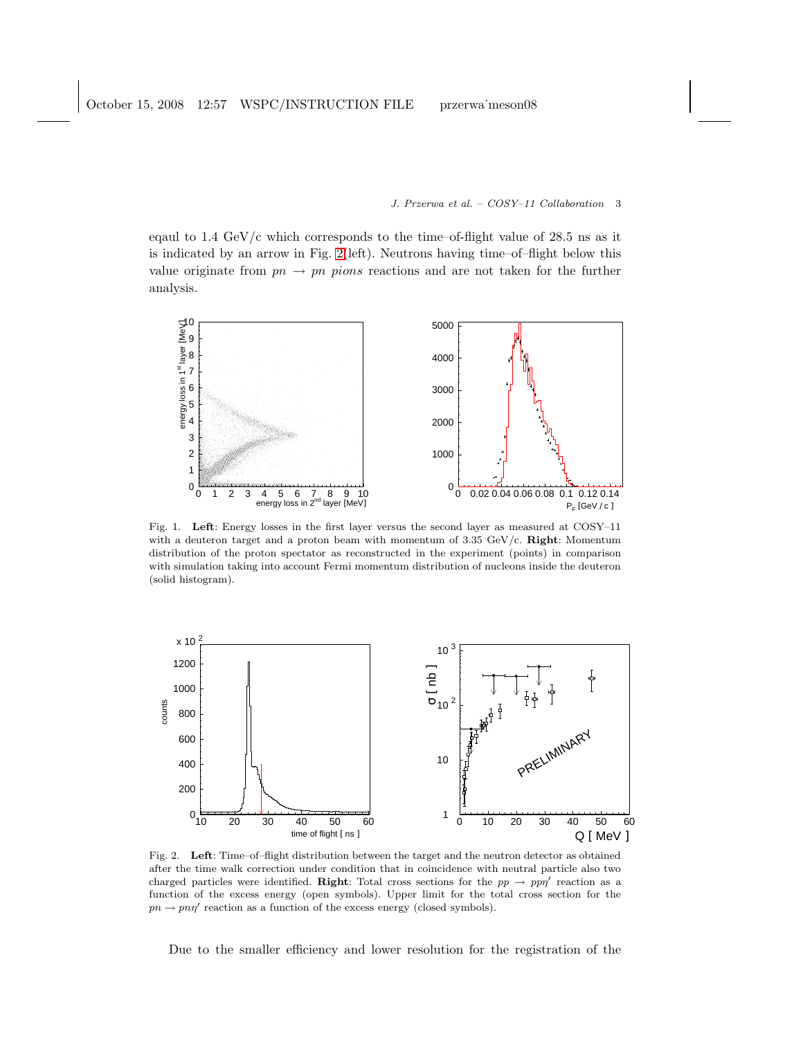eqaul to 1.4 GeV/c which corresponds to the time–of-flight value of 28.5 ns as it is indicated by an arrow in Fig. 2(left). Neutrons having time–of–flight below this value originate from $pn \to pn\ pions$ reactions and are not taken for the further analysis.

Fig. 1. **Left**: Energy losses in the first layer versus the second layer as measured at COSY–11 with a deuteron target and a proton beam with momentum of 3.35 GeV/c. **Right**: Momentum distribution of the proton spectator as reconstructed in the experiment (points) in comparison with simulation taking into account Fermi momentum distribution of nucleons inside the deuteron (solid histogram).

Fig. 2. **Left**: Time–of–flight distribution between the target and the neutron detector as obtained after the time walk correction under condition that in coincidence with neutral particle also two charged particles were identified. **Right**: Total cross sections for the $pp \to pp\eta'$ reaction as a function of the excess energy (open symbols). Upper limit for the total cross section for the $pn \to pn\eta'$ reaction as a function of the excess energy (closed symbols).

Due to the smaller efficiency and lower resolution for the registration of the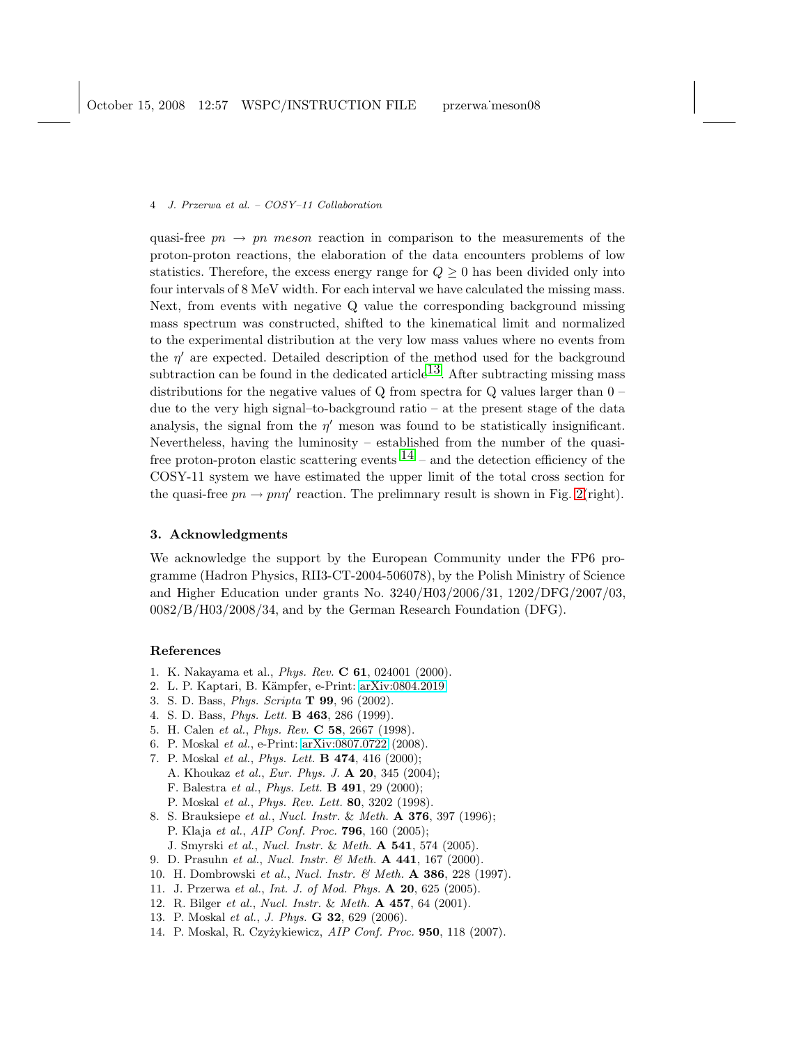quasi-free $pn \rightarrow pn$ *meson* reaction in comparison to the measurements of the proton-proton reactions, the elaboration of the data encounters problems of low statistics. Therefore, the excess energy range for $Q \geq 0$ has been divided only into four intervals of 8 MeV width. For each interval we have calculated the missing mass. Next, from events with negative Q value the corresponding background missing mass spectrum was constructed, shifted to the kinematical limit and normalized to the experimental distribution at the very low mass values where no events from the $\eta'$ are expected. Detailed description of the method used for the background subtraction can be found in the dedicated article[13]. After subtracting missing mass distributions for the negative values of Q from spectra for Q values larger than 0 – due to the very high signal–to-background ratio – at the present stage of the data analysis, the signal from the $\eta'$ meson was found to be statistically insignificant. Nevertheless, having the luminosity – established from the number of the quasi-free proton-proton elastic scattering events [14] – and the detection efficiency of the COSY-11 system we have estimated the upper limit of the total cross section for the quasi-free $pn \rightarrow pn\eta'$ reaction. The prelminary result is shown in Fig. 2(right).

## 3. Acknowledgments

We acknowledge the support by the European Community under the FP6 programme (Hadron Physics, RII3-CT-2004-506078), by the Polish Ministry of Science and Higher Education under grants No. 3240/H03/2006/31, 1202/DFG/2007/03, 0082/B/H03/2008/34, and by the German Research Foundation (DFG).

## References

1. K. Nakayama et al., *Phys. Rev.* **C 61**, 024001 (2000).
2. L. P. Kaptari, B. Kämpfer, e-Print: arXiv:0804.2019
3. S. D. Bass, *Phys. Scripta* **T 99**, 96 (2002).
4. S. D. Bass, *Phys. Lett.* **B 463**, 286 (1999).
5. H. Calen *et al.*, *Phys. Rev.* **C 58**, 2667 (1998).
6. P. Moskal *et al.*, e-Print: arXiv:0807.0722 (2008).
7. P. Moskal *et al.*, *Phys. Lett.* **B 474**, 416 (2000);
   A. Khoukaz *et al.*, *Eur. Phys. J.* **A 20**, 345 (2004);
   F. Balestra *et al.*, *Phys. Lett.* **B 491**, 29 (2000);
   P. Moskal *et al.*, *Phys. Rev. Lett.* **80**, 3202 (1998).
8. S. Brauksiepe *et al.*, *Nucl. Instr. & Meth.* **A 376**, 397 (1996);
   P. Klaja *et al.*, *AIP Conf. Proc.* **796**, 160 (2005);
   J. Smyrski *et al.*, *Nucl. Instr. & Meth.* **A 541**, 574 (2005).
9. D. Prasuhn *et al.*, *Nucl. Instr. & Meth.* **A 441**, 167 (2000).
10. H. Dombrowski *et al.*, *Nucl. Instr. & Meth.* **A 386**, 228 (1997).
11. J. Przerwa *et al.*, *Int. J. of Mod. Phys.* **A 20**, 625 (2005).
12. R. Bilger *et al.*, *Nucl. Instr. & Meth.* **A 457**, 64 (2001).
13. P. Moskal *et al.*, *J. Phys.* **G 32**, 629 (2006).
14. P. Moskal, R. Czyżykiewicz, *AIP Conf. Proc.* **950**, 118 (2007).